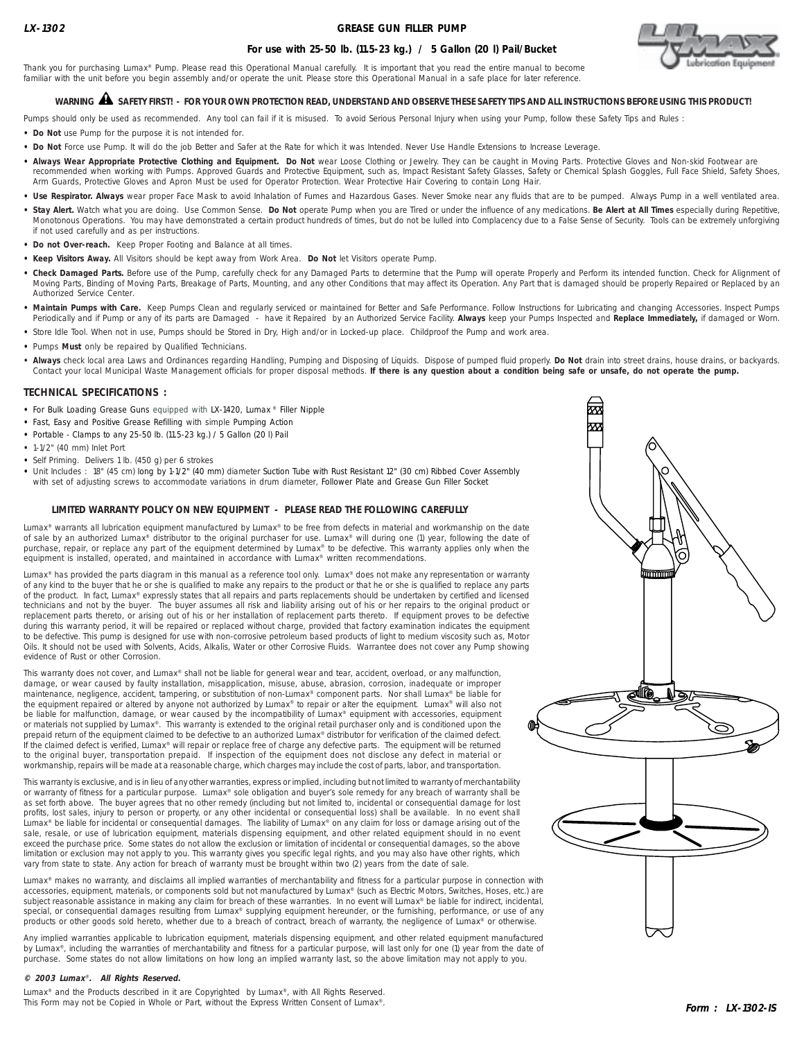LX-1302

# GREASE GUN FILLER PUMP

## For use with 25-50 lb. (11.5-23 kg.) / 5 Gallon (20 l) Pail/Bucket

Thank you for purchasing Lumax® Pump. Please read this Operational Manual carefully. It is important that you read the entire manual to become familiar with the unit before you begin assembly and/or operate the unit. Please store this Operational Manual in a safe place for later reference.

**WARNING ⚠ SAFETY FIRST! - FOR YOUR OWN PROTECTION READ, UNDERSTAND AND OBSERVE THESE SAFETY TIPS AND ALL INSTRUCTIONS BEFORE USING THIS PRODUCT!**

Pumps should only be used as recommended. Any tool can fail if it is misused. To avoid Serious Personal Injury when using your Pump, follow these Safety Tips and Rules :

- **Do Not** use Pump for the purpose it is not intended for.
- **Do Not** Force use Pump. It will do the job Better and Safer at the Rate for which it was Intended. Never Use Handle Extensions to Increase Leverage.
- **Always Wear Appropriate Protective Clothing and Equipment. Do Not** wear Loose Clothing or Jewelry. They can be caught in Moving Parts. Protective Gloves and Non-skid Footwear are recommended when working with Pumps. Approved Guards and Protective Equipment, such as, Impact Resistant Safety Glasses, Safety or Chemical Splash Goggles, Full Face Shield, Safety Shoes, Arm Guards, Protective Gloves and Apron Must be used for Operator Protection. Wear Protective Hair Covering to contain Long Hair.
- **Use Respirator. Always** wear proper Face Mask to avoid Inhalation of Fumes and Hazardous Gases. Never Smoke near any fluids that are to be pumped. Always Pump in a well ventilated area.
- **Stay Alert.** Watch what you are doing. Use Common Sense. **Do Not** operate Pump when you are Tired or under the influence of any medications. **Be Alert at All Times** especially during Repetitive, Monotonous Operations. You may have demonstrated a certain product hundreds of times, but do not be lulled into Complacency due to a False Sense of Security. Tools can be extremely unforgiving if not used carefully and as per instructions.
- **Do not Over-reach.** Keep Proper Footing and Balance at all times.
- **Keep Visitors Away.** All Visitors should be kept away from Work Area. **Do Not** let Visitors operate Pump.
- **Check Damaged Parts.** Before use of the Pump, carefully check for any Damaged Parts to determine that the Pump will operate Properly and Perform its intended function. Check for Alignment of Moving Parts, Binding of Moving Parts, Breakage of Parts, Mounting, and any other Conditions that may affect its Operation. Any Part that is damaged should be properly Repaired or Replaced by an Authorized Service Center.
- **Maintain Pumps with Care.** Keep Pumps Clean and regularly serviced or maintained for Better and Safe Performance. Follow Instructions for Lubricating and changing Accessories. Inspect Pumps Periodically and if Pump or any of its parts are Damaged - have it Repaired by an Authorized Service Facility. **Always** keep your Pumps Inspected and **Replace Immediately,** if damaged or Worn.
- Store Idle Tool. When not in use, Pumps should be Stored in Dry, High and/or in Locked-up place. Childproof the Pump and work area.
- Pumps **Must** only be repaired by Qualified Technicians.
- **Always** check local area Laws and Ordinances regarding Handling, Pumping and Disposing of Liquids. Dispose of pumped fluid properly. **Do Not** drain into street drains, house drains, or backyards. Contact your local Municipal Waste Management officials for proper disposal methods. **If there is any question about a condition being safe or unsafe, do not operate the pump.**

## TECHNICAL SPECIFICATIONS :

- For Bulk Loading Grease Guns equipped with LX-1420, Lumax® Filler Nipple
- Fast, Easy and Positive Grease Refilling with simple Pumping Action
- Portable - Clamps to any 25-50 lb. (11.5-23 kg.) / 5 Gallon (20 l) Pail
- 1-1/2" (40 mm) Inlet Port
- Self Priming. Delivers 1 lb. (450 g) per 6 strokes
- Unit Includes : 18" (45 cm) long by 1-1/2" (40 mm) diameter Suction Tube with Rust Resistant 12" (30 cm) Ribbed Cover Assembly with set of adjusting screws to accommodate variations in drum diameter, Follower Plate and Grease Gun Filler Socket

### LIMITED WARRANTY POLICY ON NEW EQUIPMENT - PLEASE READ THE FOLLOWING CAREFULLY

Lumax® warrants all lubrication equipment manufactured by Lumax® to be free from defects in material and workmanship on the date of sale by an authorized Lumax® distributor to the original purchaser for use. Lumax® will during one (1) year, following the date of purchase, repair, or replace any part of the equipment determined by Lumax® to be defective. This warranty applies only when the equipment is installed, operated, and maintained in accordance with Lumax® written recommendations.

Lumax® has provided the parts diagram in this manual as a reference tool only. Lumax® does not make any representation or warranty of any kind to the buyer that he or she is qualified to make any repairs to the product or that he or she is qualified to replace any parts of the product. In fact, Lumax® expressly states that all repairs and parts replacements should be undertaken by certified and licensed technicians and not by the buyer. The buyer assumes all risk and liability arising out of his or her repairs to the original product or replacement parts thereto, or arising out of his or her installation of replacement parts thereto. If equipment proves to be defective during this warranty period, it will be repaired or replaced without charge, provided that factory examination indicates the equipment to be defective. This pump is designed for use with non-corrosive petroleum based products of light to medium viscosity such as, Motor Oils. It should not be used with Solvents, Acids, Alkalis, Water or other Corrosive Fluids. Warrantee does not cover any Pump showing evidence of Rust or other Corrosion.

This warranty does not cover, and Lumax® shall not be liable for general wear and tear, accident, overload, or any malfunction, damage, or wear caused by faulty installation, misapplication, misuse, abuse, abrasion, corrosion, inadequate or improper maintenance, negligence, accident, tampering, or substitution of non-Lumax® component parts. Nor shall Lumax® be liable for the equipment repaired or altered by anyone not authorized by Lumax® to repair or alter the equipment. Lumax® will also not be liable for malfunction, damage, or wear caused by the incompatibility of Lumax® equipment with accessories, equipment or materials not supplied by Lumax®. This warranty is extended to the original retail purchaser only and is conditioned upon the prepaid return of the equipment claimed to be defective to an authorized Lumax® distributor for verification of the claimed defect. If the claimed defect is verified, Lumax® will repair or replace free of charge any defective parts. The equipment will be returned to the original buyer, transportation prepaid. If inspection of the equipment does not disclose any defect in material or workmanship, repairs will be made at a reasonable charge, which charges may include the cost of parts, labor, and transportation.

This warranty is exclusive, and is in lieu of any other warranties, express or implied, including but not limited to warranty of merchantability or warranty of fitness for a particular purpose. Lumax® sole obligation and buyer's sole remedy for any breach of warranty shall be as set forth above. The buyer agrees that no other remedy (including but not limited to, incidental or consequential damage for lost profits, lost sales, injury to person or property, or any other incidental or consequential loss) shall be available. In no event shall Lumax® be liable for incidental or consequential damages. The liability of Lumax® on any claim for loss or damage arising out of the sale, resale, or use of lubrication equipment, materials dispensing equipment, and other related equipment should in no event exceed the purchase price. Some states do not allow the exclusion or limitation of incidental or consequential damages, so the above limitation or exclusion may not apply to you. This warranty gives you specific legal rights, and you may also have other rights, which vary from state to state. Any action for breach of warranty must be brought within two (2) years from the date of sale.

Lumax® makes no warranty, and disclaims all implied warranties of merchantability and fitness for a particular purpose in connection with accessories, equipment, materials, or components sold but not manufactured by Lumax® (such as Electric Motors, Switches, Hoses, etc.) are subject reasonable assistance in making any claim for breach of these warranties. In no event will Lumax® be liable for indirect, incidental, special, or consequential damages resulting from Lumax® supplying equipment hereunder, or the furnishing, performance, or use of any products or other goods sold hereto, whether due to a breach of contract, breach of warranty, the negligence of Lumax® or otherwise.

Any implied warranties applicable to lubrication equipment, materials dispensing equipment, and other related equipment manufactured by Lumax®, including the warranties of merchantability and fitness for a particular purpose, will last only for one (1) year from the date of purchase. Some states do not allow limitations on how long an implied warranty last, so the above limitation may not apply to you.

***© 2003 Lumax®. All Rights Reserved.***

Lumax® and the Products described in it are Copyrighted by Lumax®, with All Rights Reserved.
This Form may not be Copied in Whole or Part, without the Express Written Consent of Lumax®.

***Form : LX-1302-IS***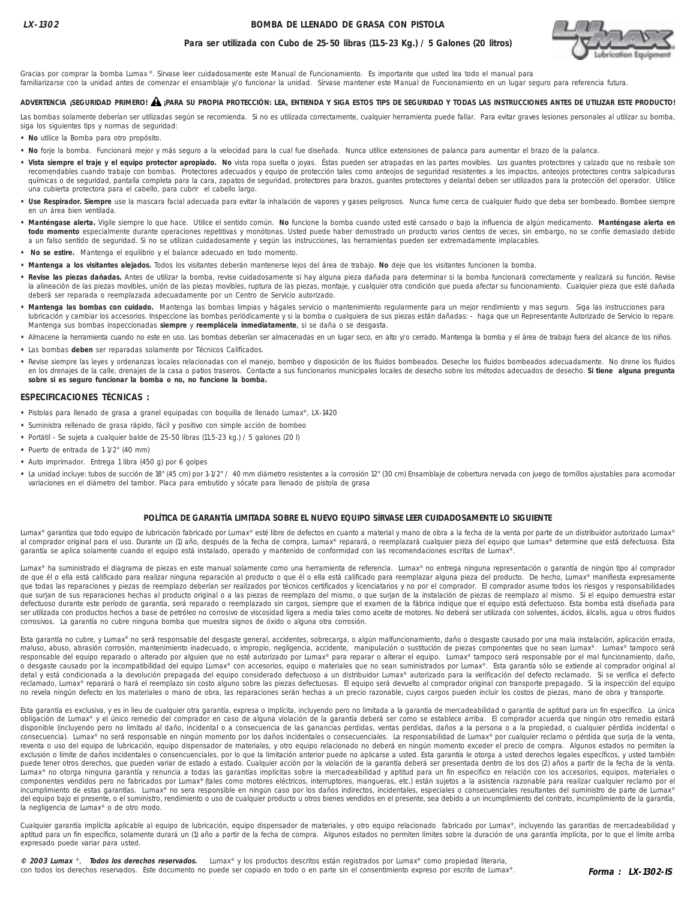**LX-1302**

# BOMBA DE LLENADO DE GRASA CON PISTOLA

**Para ser utilizada con Cubo de 25-50 libras (11.5-23 Kg.) / 5 Galones (20 litros)**

Gracias por comprar la bomba Lumax®. Sírvase leer cuidadosamente este Manual de Funcionamiento. Es importante que usted lea todo el manual para familiarizarse con la unidad antes de comenzar el ensamblaje y/o funcionar la unidad. Sírvase mantener este Manual de Funcionamiento en un lugar seguro para referencia futura.

**ADVERTENCIA ¡SEGURIDAD PRIMERO! ⚠ ¡PARA SU PROPIA PROTECCIÓN: LEA, ENTIENDA Y SIGA ESTOS TIPS DE SEGURIDAD Y TODAS LAS INSTRUCCIONES ANTES DE UTILIZAR ESTE PRODUCTO!**

Las bombas solamente deberían ser utilizadas según se recomienda. Si no es utilizada correctamente, cualquier herramienta puede fallar. Para evitar graves lesiones personales al utilizar su bomba, siga los siguientes tips y normas de seguridad:

- **No** utilice la Bomba para otro propósito.
- **No** forje la bomba. Funcionará mejor y más seguro a la velocidad para la cual fue diseñada. Nunca utilice extensiones de palanca para aumentar el brazo de la palanca.
- **Vista siempre el traje y el equipo protector apropiado. No** vista ropa suelta o joyas. Éstas pueden ser atrapadas en las partes movibles. Los guantes protectores y calzado que no resbale son recomendables cuando trabaje con bombas. Protectores adecuados y equipo de protección tales como anteojos de seguridad resistentes a los impactos, anteojos protectores contra salpicaduras químicas o de seguridad, pantalla completa para la cara, zapatos de seguridad, protectores para brazos, guantes protectores y delantal deben ser utilizados para la protección del operador. Utilice una cubierta protectora para el cabello, para cubrir el cabello largo.
- **Use Respirador. Siempre** use la mascara facial adecuada para evitar la inhalación de vapores y gases peligrosos. Nunca fume cerca de cualquier fluido que deba ser bombeado. Bombee siempre en un área bien ventilada.
- **Manténgase alerta.** Vigile siempre lo que hace. Utilice el sentido común. **No** funcione la bomba cuando usted esté cansado o bajo la influencia de algún medicamento. **Manténgase alerta en todo momento** especialmente durante operaciones repetitivas y monótonas. Usted puede haber demostrado un producto varios cientos de veces, sin embargo, no se confíe demasiado debido a un falso sentido de seguridad. Si no se utilizan cuidadosamente y según las instrucciones, las herramientas pueden ser extremadamente implacables.
- **No se estire.** Mantenga el equilibrio y el balance adecuado en todo momento.
- **Mantenga a los visitantes alejados.** Todos los visitantes deberán mantenerse lejos del área de trabajo. **No** deje que los visitantes funcionen la bomba.
- **Revise las piezas dañadas.** Antes de utilizar la bomba, revise cuidadosamente si hay alguna pieza dañada para determinar si la bomba funcionará correctamente y realizará su función. Revise la alineación de las piezas movibles, unión de las piezas movibles, ruptura de las piezas, montaje, y cualquier otra condición que pueda afectar su funcionamiento. Cualquier pieza que esté dañada deberá ser reparada o reemplazada adecuadamente por un Centro de Servicio autorizado.
- **Mantenga las bombas con cuidado.** Mantenga las bombas limpias y hágales servicio o mantenimiento regularmente para un mejor rendimiento y mas seguro. Siga las instrucciones para lubricación y cambiar los accesorios. Inspeccione las bombas periódicamente y si la bomba o cualquiera de sus piezas están dañadas: - haga que un Representante Autorizado de Servicio lo repare. Mantenga sus bombas inspeccionadas **siempre** y **reemplácela inmediatamente**, si se daña o se desgasta.
- Almacene la herramienta cuando no este en uso. Las bombas deberían ser almacenadas en un lugar seco, en alto y/o cerrado. Mantenga la bomba y el área de trabajo fuera del alcance de los niños.
- Las bombas **deben** ser reparadas solamente por Técnicos Calificados.
- Revise siempre las leyes y ordenanzas locales relacionadas con el manejo, bombeo y disposición de los fluidos bombeados. Deseche los fluidos bombeados adecuadamente. No drene los fluidos en los drenajes de la calle, drenajes de la casa o patios traseros. Contacte a sus funcionarios municipales locales de desecho sobre los métodos adecuados de desecho. **Si tiene alguna pregunta sobre si es seguro funcionar la bomba o no, no funcione la bomba.**

## ESPECIFICACIONES TÉCNICAS :

- Pistolas para llenado de grasa a granel equipadas con boquilla de llenado Lumax®, LX-1420
- Suministra rellenado de grasa rápido, fácil y positivo con simple acción de bombeo
- Portátil - Se sujeta a cualquier balde de 25-50 libras (11.5-23 kg.) / 5 galones (20 l)
- Puerto de entrada de 1-1/2" (40 mm)
- Auto imprimador. Entrega 1 libra (450 g) por 6 golpes
- La unidad incluye: tubos de succión de 18" (45 cm) por 1-1/2" / 40 mm diámetro resistentes a la corrosión 12" (30 cm) Ensamblaje de cobertura nervada con juego de tornillos ajustables para acomodar variaciones en el diámetro del tambor. Placa para embutido y sócate para llenado de pistola de grasa

## POLÍTICA DE GARANTÍA LIMITADA SOBRE EL NUEVO EQUIPO SÍRVASE LEER CUIDADOSAMENTE LO SIGUIENTE

Lumax® garantiza que todo equipo de lubricación fabricado por Lumax® esté libre de defectos en cuanto a material y mano de obra a la fecha de la venta por parte de un distribuidor autorizado Lumax® al comprador original para el uso. Durante un (1) año, después de la fecha de compra, Lumax® reparará, o reemplazará cualquier pieza del equipo que Lumax® determine que está defectuosa. Esta garantía se aplica solamente cuando el equipo está instalado, operado y mantenido de conformidad con las recomendaciones escritas de Lumax®.

Lumax® ha suministrado el diagrama de piezas en este manual solamente como una herramienta de referencia. Lumax® no entrega ninguna representación o garantía de ningún tipo al comprador de que él o ella está calificado para realizar ninguna reparación al producto o que él o ella está calificado para reemplazar alguna pieza del producto. De hecho, Lumax® manifiesta expresamente que todas las reparaciones y piezas de reemplazo deberían ser realizados por técnicos certificados y licenciatarios y no por el comprador. El comprador asume todos los riesgos y responsabilidades que surjan de sus reparaciones hechas al producto original o a las piezas de reemplazo del mismo, o que surjan de la instalación de piezas de reemplazo al mismo. Si el equipo demuestra estar defectuoso durante este período de garantía, será reparado o reemplazado sin cargos, siempre que el examen de la fábrica indique que el equipo está defectuoso. Esta bomba está diseñada para ser utilizada con productos hechos a base de petróleo no corrosivo de viscosidad ligera a media tales como aceite de motores. No deberá ser utilizada con solventes, ácidos, álcalis, agua u otros fluidos corrosivos. La garantía no cubre ninguna bomba que muestra signos de óxido o alguna otra corrosión.

Esta garantía no cubre, y Lumax® no será responsable del desgaste general, accidentes, sobrecarga, o algún malfuncionamiento, daño o desgaste causado por una mala instalación, aplicación errada, maluso, abuso, abrasión corrosión, mantenimiento inadecuado, o impropio, negligencia, accidente, manipulación o sustitución de piezas componentes que no sean Lumax®. Lumax® tampoco será responsable del equipo reparado o alterado por alguien que no esté autorizado por Lumax® para reparar o alterar el equipo. Lumax® tampoco será responsable por el mal funcionamiento, daño, o desgaste causado por la incompatibilidad del equipo Lumax® con accesorios, equipo o materiales que no sean suministrados por Lumax®. Esta garantía sólo se extiende al comprador original al detal y está condicionada a la devolución prepagada del equipo considerado defectuoso a un distribuidor Lumax® autorizado para la verificación del defecto reclamado. Si se verifica el defecto reclamado, Lumax® reparará o hará el reemplazo sin costo alguno sobre las piezas defectuosas. El equipo será devuelto al comprador original con transporte prepagado. Si la inspección del equipo no revela ningún defecto en los materiales o mano de obra, las reparaciones serán hechas a un precio razonable, cuyos cargos pueden incluir los costos de piezas, mano de obra y transporte.

Esta garantía es exclusiva, y es in lieu de cualquier otra garantía, expresa o implícita, incluyendo pero no limitada a la garantía de mercadeabilidad o garantía de aptitud para un fin específico. La única obligación de Lumax® y el único remedio del comprador en caso de alguna violación de la garantía deberá ser como se establece arriba. El comprador acuerda que ningún otro remedio estará disponible (incluyendo pero no limitado al daño, incidental o a consecuencia de las ganancias perdidas, ventas perdidas, daños a la persona o a la propiedad, o cualquier pérdida incidental o consecuencia). Lumax® no será responsable en ningún momento por los daños incidentales o consecuenciales. La responsabilidad de Lumax® por cualquier reclamo o pérdida que surja de la venta, reventa o uso del equipo de lubricación, equipo dispensador de materiales, y otro equipo relacionado no deberá en ningún momento exceder el precio de compra. Algunos estados no permiten la exclusión o límite de daños incidentales o consencuenciales, por lo que la limitación anterior puede no aplicarse a usted. Esta garantía le otorga a usted derechos legales específicos, y usted también puede tener otros derechos, que pueden variar de estado a estado. Cualquier acción por la violación de la garantía deberá ser presentada dentro de los dos (2) años a partir de la fecha de la venta. Lumax® no otorga ninguna garantía y renuncia a todas las garantías implícitas sobre la mercadeabilidad y aptitud para un fin especifico en relación con los accesorios, equipos, materiales o componentes vendidos pero no fabricados por Lumax® (tales como motores eléctricos, interruptores, mangueras, etc.) están sujetos a la asistencia razonable para realizar cualquier reclamo por el incumplimiento de estas garantías. Lumax® no sera responsible en ningún caso por los daños indirectos, incidentales, especiales o consecuenciales resultantes del suministro de parte de Lumax® del equipo bajo el presente, o el suministro, rendimiento o uso de cualquier producto u otros bienes vendidos en el presente, sea debido a un incumplimiento del contrato, incumplimiento de la garantía, la negligencia de Lumax® o de otro modo.

Cualquier garantía implícita aplicable al equipo de lubricación, equipo dispensador de materiales, y otro equipo relacionado fabricado por Lumax®, incluyendo las garantías de mercadeabilidad y aptitud para un fin específico, solamente durará un (1) año a partir de la fecha de compra. Algunos estados no permiten límites sobre la duración de una garantía implícita, por lo que el límite arriba expresado puede variar para usted.

***© 2003 Lumax ®, Todos los derechos reservados.*** Lumax® y los productos descritos están registrados por Lumax® como propiedad literaria, con todos los derechos reservados. Este documento no puede ser copiado en todo o en parte sin el consentimiento expreso por escrito de Lumax®.

***Forma : LX-1302-IS***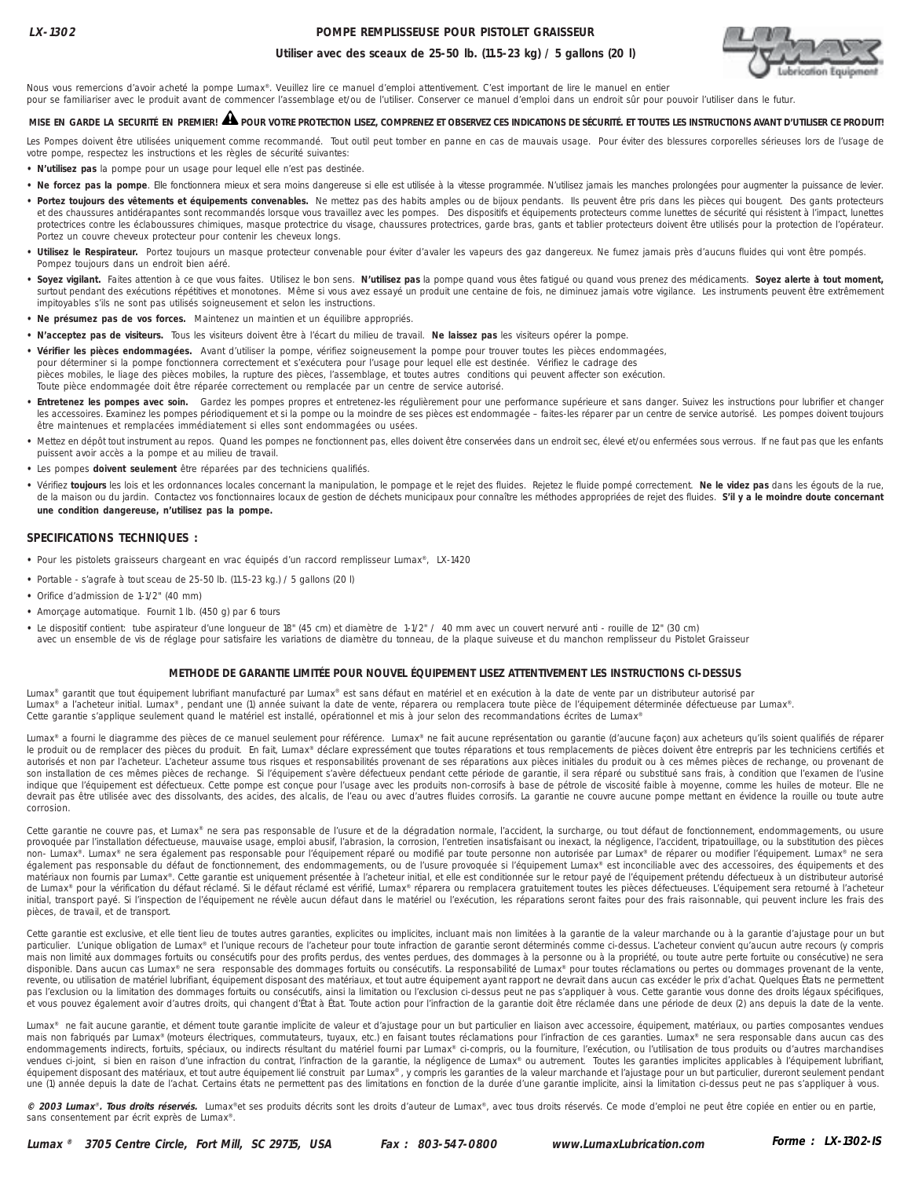LX-1302

# POMPE REMPLISSEUSE POUR PISTOLET GRAISSEUR

**Utiliser avec des seaux de 25-50 lb. (11.5-23 kg) / 5 gallons (20 l)**

Nous vous remercions d'avoir acheté la pompe Lumax®. Veuillez lire ce manuel d'emploi attentivement. C'est important de lire le manuel en entier pour se familiariser avec le produit avant de commencer l'assemblage et/ou de l'utiliser. Conserver ce manuel d'emploi dans un endroit sûr pour pouvoir l'utiliser dans le futur.

**MISE EN GARDE LA SECURITÉ EN PREMIER! ⚠ POUR VOTRE PROTECTION LISEZ, COMPRENEZ ET OBSERVEZ CES INDICATIONS DE SÉCURITÉ. ET TOUTES LES INSTRUCTIONS AVANT D'UTILISER CE PRODUIT!**

Les Pompes doivent être utilisées uniquement comme recommandé. Tout outil peut tomber en panne en cas de mauvais usage. Pour éviter des blessures corporelles sérieuses lors de l'usage de votre pompe, respectez les instructions et les règles de sécurité suivantes:

- **N'utilisez pas** la pompe pour un usage pour lequel elle n'est pas destinée.
- **Ne forcez pas la pompe**. Elle fonctionnera mieux et sera moins dangereuse si elle est utilisée à la vitesse programmée. N'utilisez jamais les manches prolongées pour augmenter la puissance de levier.
- **Portez toujours des vêtements et équipements convenables.** Ne mettez pas des habits amples ou de bijoux pendants. Ils peuvent être pris dans les pièces qui bougent. Des gants protecteurs et des chaussures antidérapantes sont recommandés lorsque vous travaillez avec les pompes. Des dispositifs et équipements protecteurs comme lunettes de sécurité qui résistent à l'impact, lunettes protectrices contre les éclaboussures chimiques, masque protectrice du visage, chaussures protectrices, garde bras, gants et tablier protecteurs doivent être utilisés pour la protection de l'opérateur. Portez un couvre cheveux protecteur pour contenir les cheveux longs.
- **Utilisez le Respirateur.** Portez toujours un masque protecteur convenable pour éviter d'avaler les vapeurs des gaz dangereux. Ne fumez jamais près d'aucuns fluides qui vont être pompés. Pompez toujours dans un endroit bien aéré.
- **Soyez vigilant.** Faites attention à ce que vous faites. Utilisez le bon sens. **N'utilisez pas** la pompe quand vous êtes fatigué ou quand vous prenez des médicaments. **Soyez alerte à tout moment,** surtout pendant des exécutions répétitives et monotones. Même si vous avez essayé un produit une centaine de fois, ne diminuez jamais votre vigilance. Les instruments peuvent être extrêmement impitoyables s'ils ne sont pas utilisés soigneusement et selon les instructions.
- **Ne présumez pas de vos forces.** Maintenez un maintien et un équilibre appropriés.
- **N'acceptez pas de visiteurs.** Tous les visiteurs doivent être à l'écart du milieu de travail. **Ne laissez pas** les visiteurs opérer la pompe.
- **Vérifier les pièces endommagées.** Avant d'utiliser la pompe, vérifiez soigneusement la pompe pour trouver toutes les pièces endommagées, pour déterminer si la pompe fonctionnera correctement et s'exécutera pour l'usage pour lequel elle est destinée. Vérifiez le cadrage des pièces mobiles, le liage des pièces mobiles, la rupture des pièces, l'assemblage, et toutes autres conditions qui peuvent affecter son exécution. Toute pièce endommagée doit être réparée correctement ou remplacée par un centre de service autorisé.
- **Entretenez les pompes avec soin.** Gardez les pompes propres et entretenez-les régulièrement pour une performance supérieure et sans danger. Suivez les instructions pour lubrifier et changer les accessoires. Examinez les pompes périodiquement et si la pompe ou la moindre de ses pièces est endommagée – faites-les réparer par un centre de service autorisé. Les pompes doivent toujours être maintenues et remplacées immédiatement si elles sont endommagées ou usées.
- Mettez en dépôt tout instrument au repos. Quand les pompes ne fonctionnent pas, elles doivent être conservées dans un endroit sec, élevé et/ou enfermées sous verrous. Il ne faut pas que les enfants puissent avoir accès à la pompe et au milieu de travail.
- Les pompes **doivent seulement** être réparées par des techniciens qualifiés.
- Vérifiez **toujours** les lois et les ordonnances locales concernant la manipulation, le pompage et le rejet des fluides. Rejetez le fluide pompé correctement. **Ne le videz pas** dans les égouts de la rue, de la maison ou du jardin. Contactez vos fonctionnaires locaux de gestion de déchets municipaux pour connaître les méthodes appropriées de rejet des fluides. **S'il y a le moindre doute concernant une condition dangereuse, n'utilisez pas la pompe.**

## SPECIFICATIONS TECHNIQUES :

- Pour les pistolets graisseurs chargeant en vrac équipés d'un raccord remplisseur Lumax®, LX-1420
- Portable - s'agrafe à tout sceau de 25-50 lb. (11.5-23 kg.) / 5 gallons (20 l)
- Orifice d'admission de 1-1/2" (40 mm)
- Amorçage automatique. Fournit 1 lb. (450 g) par 6 tours
- Le dispositif contient: tube aspirateur d'une longueur de 18" (45 cm) et diamètre de 1-1/2" / 40 mm avec un couvert nervuré anti - rouille de 12" (30 cm) avec un ensemble de vis de réglage pour satisfaire les variations de diamètre du tonneau, de la plaque suiveuse et du manchon remplisseur du Pistolet Graisseur

### METHODE DE GARANTIE LIMITÉE POUR NOUVEL ÉQUIPEMENT LISEZ ATTENTIVEMENT LES INSTRUCTIONS CI-DESSUS

Lumax® garantit que tout équipement lubrifiant manufacturé par Lumax® est sans défaut en matériel et en exécution à la date de vente par un distributeur autorisé par Lumax® à l'acheteur initial. Lumax®, pendant une (1) année suivant la date de vente, réparera ou remplacera toute pièce de l'équipement déterminée défectueuse par Lumax®. Cette garantie s'applique seulement quand le matériel est installé, opérationnel et mis à jour selon des recommandations écrites de Lumax®

Lumax® a fourni le diagramme des pièces de ce manuel seulement pour référence. Lumax® ne fait aucune représentation ou garantie (d'aucune façon) aux acheteurs qu'ils soient qualifiés de réparer le produit ou de remplacer des pièces du produit. En fait, Lumax® déclare expressément que toutes réparations et tous remplacements de pièces doivent être entrepris par les techniciens certifiés et autorisés et non par l'acheteur. L'acheteur assume tous risques et responsabilités provenant de ses réparations aux pièces initiales du produit ou à ces mêmes pièces de rechange, ou provenant de son installation de ces mêmes pièces de rechange. Si l'équipement s'avère défectueux pendant cette période de garantie, il sera réparé ou substitué sans frais, à condition que l'examen de l'usine indique que l'équipement est défectueux. Cette pompe est conçue pour l'usage avec les produits non-corrosifs à base de pétrole de viscosité faible à moyenne, comme les huiles de moteur. Elle ne devrait pas être utilisée avec des dissolvants, des acides, des alcalis, de l'eau ou avec d'autres fluides corrosifs. La garantie ne couvre aucune pompe mettant en évidence la rouille ou toute autre corrosion.

Cette garantie ne couvre pas, et Lumax® ne sera pas responsable de l'usure et de la dégradation normale, l'accident, la surcharge, ou tout défaut de fonctionnement, endommagements, ou usure provoquée par l'installation défectueuse, mauvaise usage, emploi abusif, l'abrasion, la corrosion, l'entretien insatisfaisant ou inexact, la négligence, l'accident, tripatouillage, ou la substitution des pièces non- Lumax®. Lumax® ne sera également pas responsable pour l'équipement réparé ou modifié par toute personne non autorisée par Lumax® de réparer ou modifier l'équipement. Lumax® ne sera également pas responsable du défaut de fonctionnement, des endommagements, ou de l'usure provoquée si l'équipement Lumax® est inconciliable avec des accessoires, des équipements et des matériaux non fournis par Lumax®. Cette garantie est uniquement présentée à l'acheteur initial, et elle est conditionnée sur le retour payé de l'équipement prétendu défectueux à un distributeur autorisé de Lumax® pour la vérification du défaut réclamé. Si le défaut réclamé est vérifié, Lumax® réparera ou remplacera gratuitement toutes les pièces défectueuses. L'équipement sera retourné à l'acheteur initial, transport payé. Si l'inspection de l'équipement ne révèle aucun défaut dans le matériel ou l'exécution, les réparations seront faites pour des frais raisonnable, qui peuvent inclure les frais des pièces, de travail, et de transport.

Cette garantie est exclusive, et elle tient lieu de toutes autres garanties, explicites ou implicites, incluant mais non limitées à la garantie de la valeur marchande ou à la garantie d'ajustage pour un but particulier. L'unique obligation de Lumax® et l'unique recours de l'acheteur pour toute infraction de garantie seront déterminés comme ci-dessus. L'acheteur convient qu'aucun autre recours (y compris mais non limité aux dommages fortuits ou consécutifs pour des profits perdus, des ventes perdues, des dommages à la personne ou à la propriété, ou toute autre perte fortuite ou consécutive) ne sera disponible. Dans aucun cas Lumax® ne sera responsable des dommages fortuits ou consécutifs. La responsabilité de Lumax® pour toutes réclamations ou pertes ou dommages provenant de la vente, revente, ou utilisation de matériel lubrifiant, équipement disposant des matériaux, et tout autre équipement ayant rapport ne devrait dans aucun cas excéder le prix d'achat. Quelques États ne permettent pas l'exclusion ou la limitation des dommages fortuits ou consécutifs, ainsi la limitation ou l'exclusion ci-dessus peut ne pas s'appliquer à vous. Cette garantie vous donne des droits légaux spécifiques, et vous pouvez également avoir d'autres droits, qui changent d'État à État. Toute action pour l'infraction de la garantie doit être réclamée dans une période de deux (2) ans depuis la date de la vente.

Lumax® ne fait aucune garantie, et dément toute garantie implicite de valeur et d'ajustage pour un but particulier en liaison avec accessoire, équipement, matériaux, ou parties composantes vendues mais non fabriqués par Lumax® (moteurs électriques, commutateurs, tuyaux, etc.) en faisant toutes réclamations pour l'infraction de ces garanties. Lumax® ne sera responsable dans aucun cas des endommagements indirects, fortuits, spéciaux, ou indirects résultant du matériel fourni par Lumax® ci-compris, ou la fourniture, l'exécution, ou l'utilisation de tous produits ou d'autres marchandises vendues ci-joint, si bien en raison d'une infraction du contrat, l'infraction de la garantie, la négligence de Lumax® ou autrement. Toutes les garanties implicites applicables à l'équipement lubrifiant, équipement disposant des matériaux, et tout autre équipement lié construit par Lumax®, y compris les garanties de la valeur marchande et l'ajustage pour un but particulier, dureront seulement pendant une (1) année depuis la date de l'achat. Certains états ne permettent pas des limitations en fonction de la durée d'une garantie implicite, ainsi la limitation ci-dessus peut ne pas s'appliquer à vous.

***© 2003 Lumax®. Tous droits réservés.*** Lumax® et ses produits décrits sont les droits d'auteur de Lumax®, avec tous droits réservés. Ce mode d'emploi ne peut être copiée en entier ou en partie, sans consentement par écrit exprès de Lumax®.

*Lumax® 3705 Centre Circle, Fort Mill, SC 29715, USA Fax : 803-547-0800 www.LumaxLubrication.com*

*Forme : LX-1302-IS*